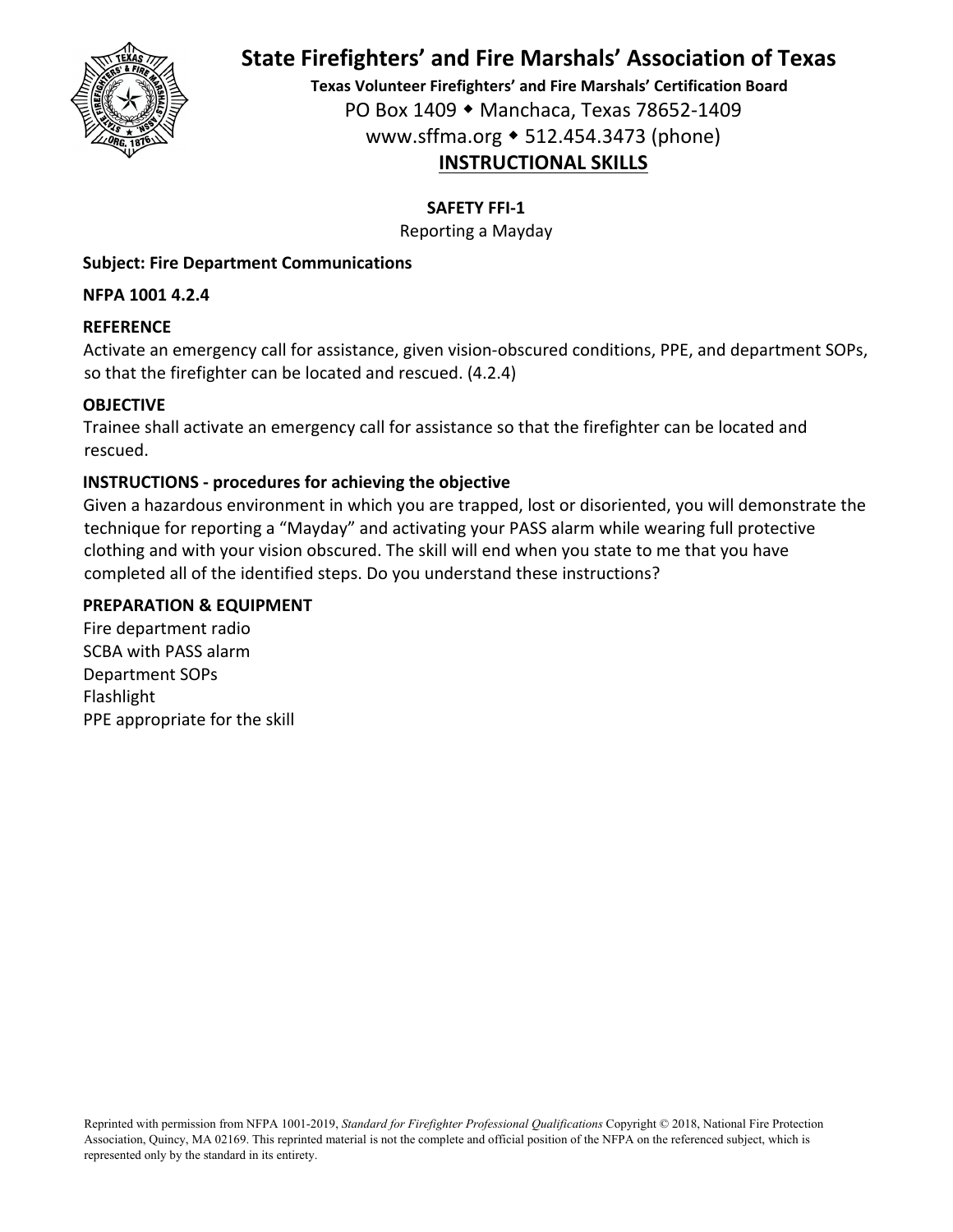# State Firefighters' and Fire Marshals' Association of Texas

**Texas Volunteer Firefighters' and Fire Marshals' Certification Board**

PO Box 1409 ◆ Manchaca, Texas 78652-1409

www.sffma.org ◆ 512.454.3473 (phone)

## INSTRUCTIONAL SKILLS

### SAFETY FFI-1

Reporting a Mayday

**Subject: Fire Department Communications**

**NFPA 1001 4.2.4**

**REFERENCE**

Activate an emergency call for assistance, given vision-obscured conditions, PPE, and department SOPs, so that the firefighter can be located and rescued. (4.2.4)

**OBJECTIVE**

Trainee shall activate an emergency call for assistance so that the firefighter can be located and rescued.

**INSTRUCTIONS - procedures for achieving the objective**

Given a hazardous environment in which you are trapped, lost or disoriented, you will demonstrate the technique for reporting a "Mayday" and activating your PASS alarm while wearing full protective clothing and with your vision obscured. The skill will end when you state to me that you have completed all of the identified steps. Do you understand these instructions?

**PREPARATION & EQUIPMENT**

Fire department radio
SCBA with PASS alarm
Department SOPs
Flashlight
PPE appropriate for the skill

Reprinted with permission from NFPA 1001-2019, *Standard for Firefighter Professional Qualifications* Copyright © 2018, National Fire Protection Association, Quincy, MA 02169. This reprinted material is not the complete and official position of the NFPA on the referenced subject, which is represented only by the standard in its entirety.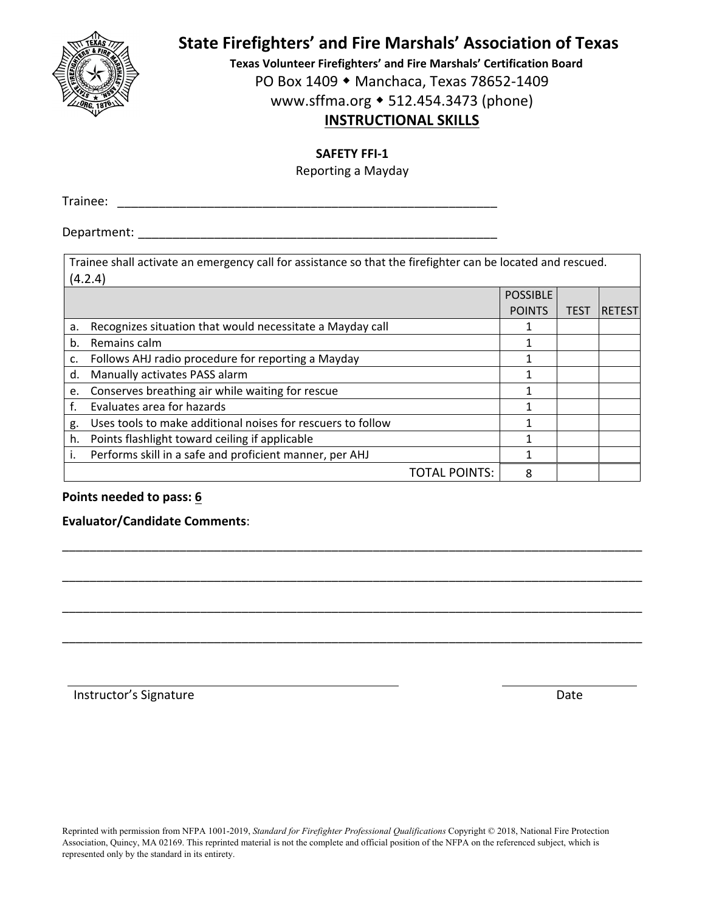# State Firefighters' and Fire Marshals' Association of Texas

**Texas Volunteer Firefighters' and Fire Marshals' Certification Board**

PO Box 1409 ◆ Manchaca, Texas 78652-1409

www.sffma.org ◆ 512.454.3473 (phone)

## INSTRUCTIONAL SKILLS

**SAFETY FFI-1**

Reporting a Mayday

Trainee: ___________________________________________________________

Department: _________________________________________________________

| Trainee shall activate an emergency call for assistance so that the firefighter can be located and rescued. (4.2.4) | | | |
|---|---|---|---|
| | POSSIBLE POINTS | TEST | RETEST |
| a. Recognizes situation that would necessitate a Mayday call | 1 | | |
| b. Remains calm | 1 | | |
| c. Follows AHJ radio procedure for reporting a Mayday | 1 | | |
| d. Manually activates PASS alarm | 1 | | |
| e. Conserves breathing air while waiting for rescue | 1 | | |
| f. Evaluates area for hazards | 1 | | |
| g. Uses tools to make additional noises for rescuers to follow | 1 | | |
| h. Points flashlight toward ceiling if applicable | 1 | | |
| i. Performs skill in a safe and proficient manner, per AHJ | 1 | | |
| TOTAL POINTS: | 8 | | |

**Points needed to pass: 6**

**Evaluator/Candidate Comments**:

_____________________________________________________________________________________

_____________________________________________________________________________________

_____________________________________________________________________________________

_____________________________________________________________________________________

_______________________________________________ &nbsp;&nbsp;&nbsp;&nbsp; ____________________

Instructor's Signature &nbsp;&nbsp;&nbsp;&nbsp; Date

Reprinted with permission from NFPA 1001-2019, *Standard for Firefighter Professional Qualifications* Copyright © 2018, National Fire Protection Association, Quincy, MA 02169. This reprinted material is not the complete and official position of the NFPA on the referenced subject, which is represented only by the standard in its entirety.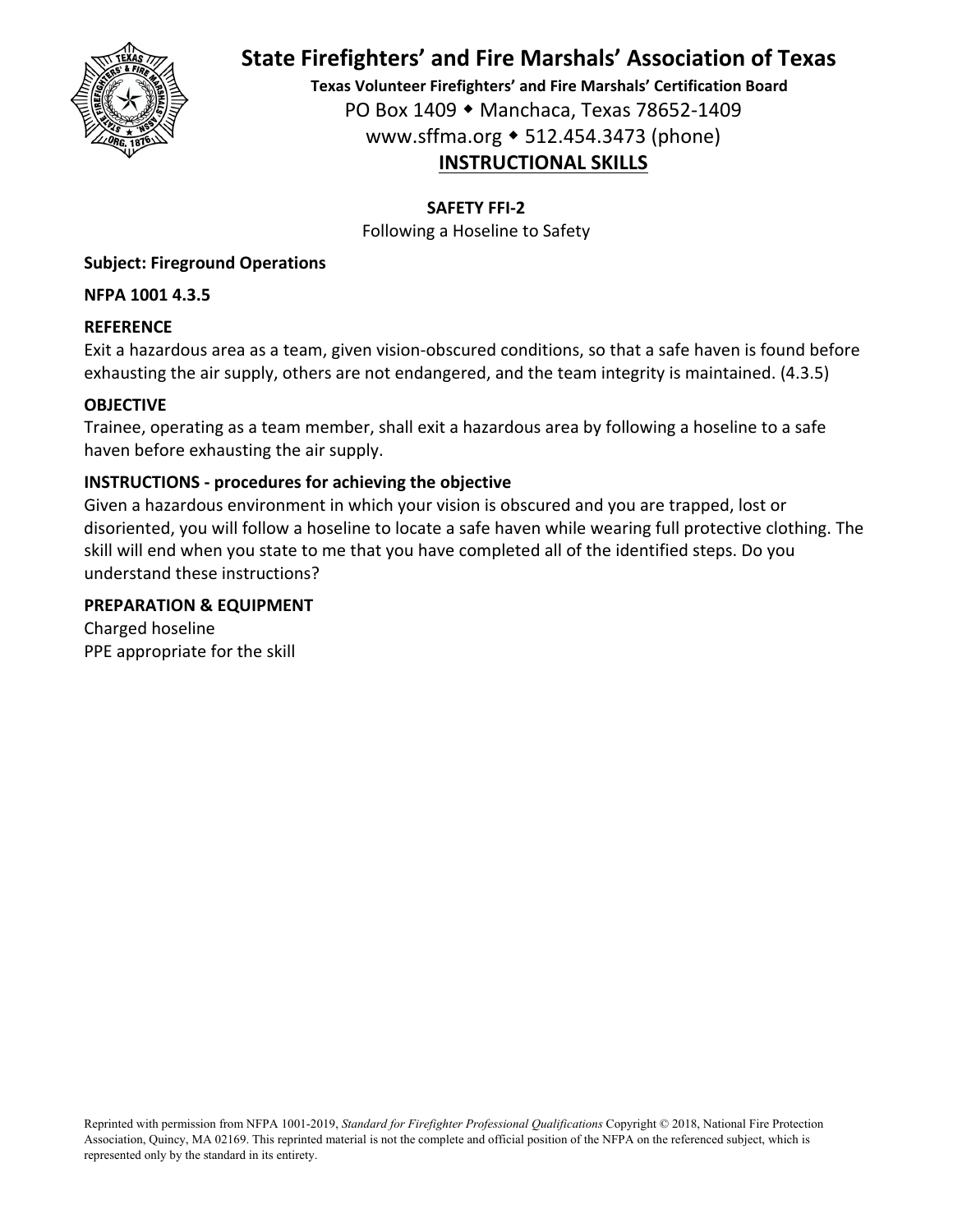# State Firefighters' and Fire Marshals' Association of Texas

**Texas Volunteer Firefighters' and Fire Marshals' Certification Board**

PO Box 1409 ◆ Manchaca, Texas 78652-1409

www.sffma.org ◆ 512.454.3473 (phone)

## INSTRUCTIONAL SKILLS

**SAFETY FFI-2**

Following a Hoseline to Safety

**Subject: Fireground Operations**

**NFPA 1001 4.3.5**

**REFERENCE**

Exit a hazardous area as a team, given vision-obscured conditions, so that a safe haven is found before exhausting the air supply, others are not endangered, and the team integrity is maintained. (4.3.5)

**OBJECTIVE**

Trainee, operating as a team member, shall exit a hazardous area by following a hoseline to a safe haven before exhausting the air supply.

**INSTRUCTIONS - procedures for achieving the objective**

Given a hazardous environment in which your vision is obscured and you are trapped, lost or disoriented, you will follow a hoseline to locate a safe haven while wearing full protective clothing. The skill will end when you state to me that you have completed all of the identified steps. Do you understand these instructions?

**PREPARATION & EQUIPMENT**

Charged hoseline

PPE appropriate for the skill

Reprinted with permission from NFPA 1001-2019, *Standard for Firefighter Professional Qualifications* Copyright © 2018, National Fire Protection Association, Quincy, MA 02169. This reprinted material is not the complete and official position of the NFPA on the referenced subject, which is represented only by the standard in its entirety.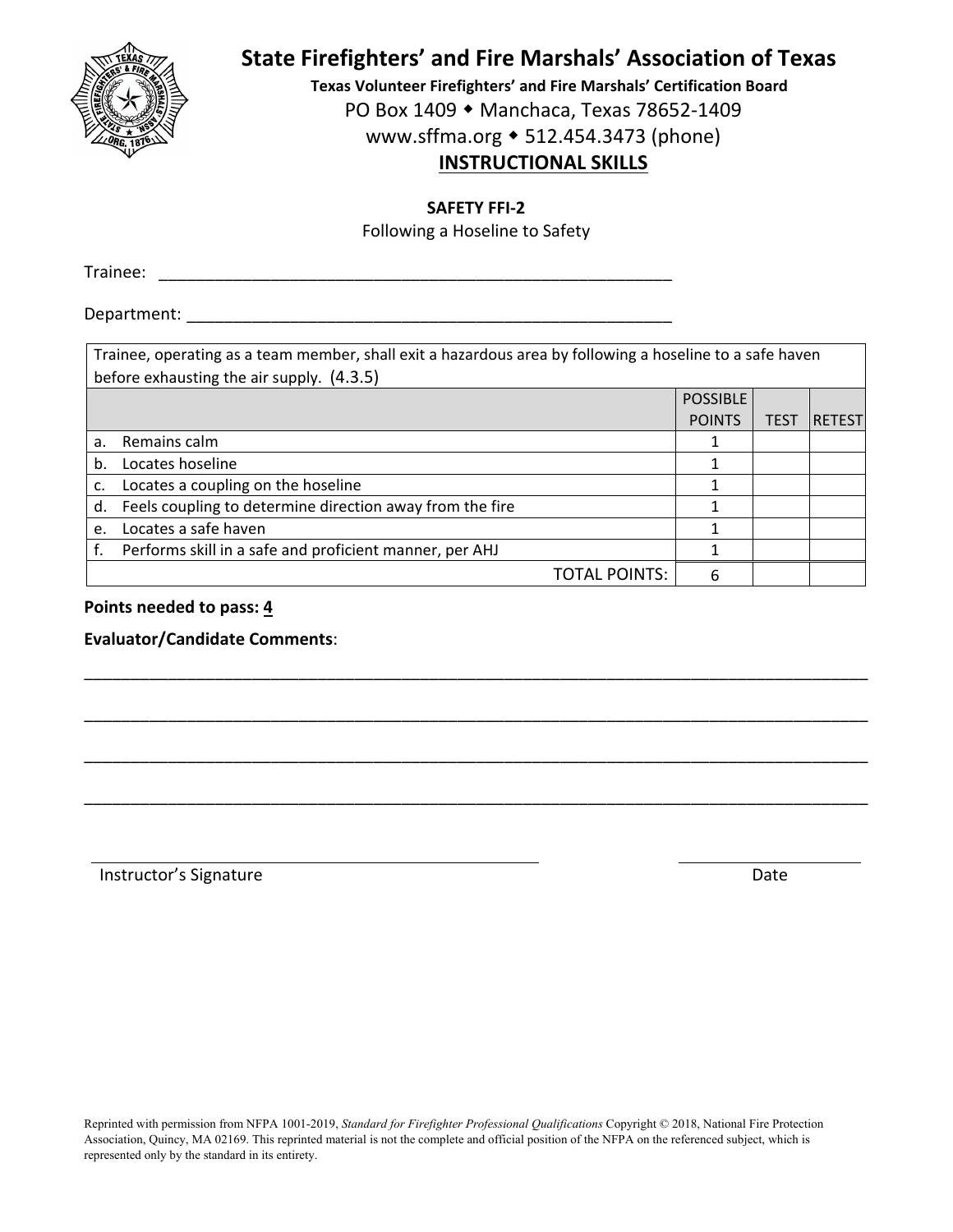# State Firefighters' and Fire Marshals' Association of Texas

**Texas Volunteer Firefighters' and Fire Marshals' Certification Board**

PO Box 1409 ◆ Manchaca, Texas 78652-1409

www.sffma.org ◆ 512.454.3473 (phone)

## INSTRUCTIONAL SKILLS

**SAFETY FFI-2**

Following a Hoseline to Safety

Trainee: ____________________________________________________________

Department: _________________________________________________________

| Trainee, operating as a team member, shall exit a hazardous area by following a hoseline to a safe haven before exhausting the air supply. (4.3.5) | | | |
|---|---|---|---|
| | POSSIBLE POINTS | TEST | RETEST |
| a. Remains calm | 1 | | |
| b. Locates hoseline | 1 | | |
| c. Locates a coupling on the hoseline | 1 | | |
| d. Feels coupling to determine direction away from the fire | 1 | | |
| e. Locates a safe haven | 1 | | |
| f. Performs skill in a safe and proficient manner, per AHJ | 1 | | |
| TOTAL POINTS: | 6 | | |

**Points needed to pass: 4**

**Evaluator/Candidate Comments**:

______________________________________________________________________________

______________________________________________________________________________

______________________________________________________________________________

______________________________________________________________________________

Instructor's Signature ________________________________ Date ______________

Reprinted with permission from NFPA 1001-2019, *Standard for Firefighter Professional Qualifications* Copyright © 2018, National Fire Protection Association, Quincy, MA 02169. This reprinted material is not the complete and official position of the NFPA on the referenced subject, which is represented only by the standard in its entirety.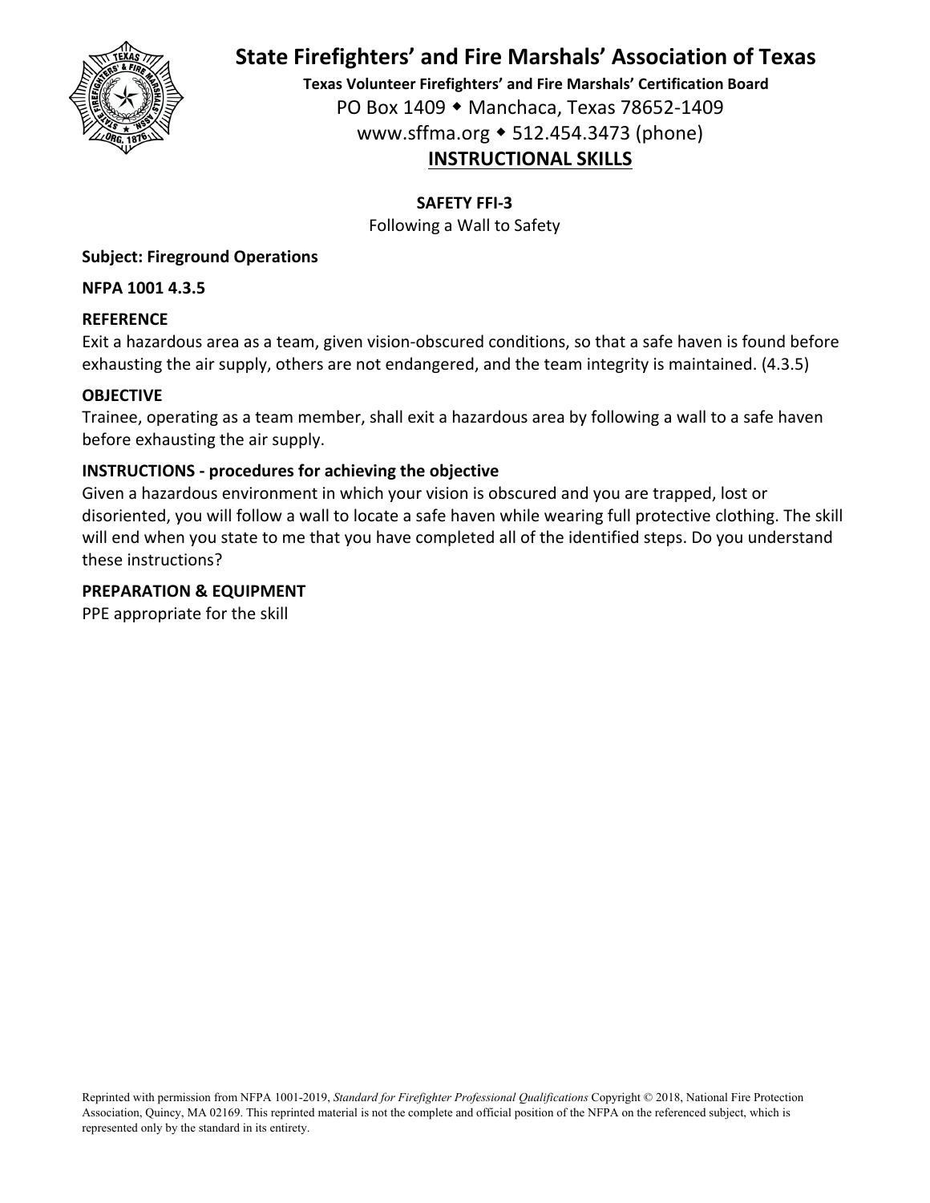# State Firefighters' and Fire Marshals' Association of Texas

**Texas Volunteer Firefighters' and Fire Marshals' Certification Board**

PO Box 1409 ◆ Manchaca, Texas 78652-1409

www.sffma.org ◆ 512.454.3473 (phone)

## INSTRUCTIONAL SKILLS

### SAFETY FFI-3

Following a Wall to Safety

**Subject: Fireground Operations**

**NFPA 1001 4.3.5**

**REFERENCE**

Exit a hazardous area as a team, given vision-obscured conditions, so that a safe haven is found before exhausting the air supply, others are not endangered, and the team integrity is maintained. (4.3.5)

**OBJECTIVE**

Trainee, operating as a team member, shall exit a hazardous area by following a wall to a safe haven before exhausting the air supply.

**INSTRUCTIONS - procedures for achieving the objective**

Given a hazardous environment in which your vision is obscured and you are trapped, lost or disoriented, you will follow a wall to locate a safe haven while wearing full protective clothing. The skill will end when you state to me that you have completed all of the identified steps. Do you understand these instructions?

**PREPARATION & EQUIPMENT**

PPE appropriate for the skill

Reprinted with permission from NFPA 1001-2019, *Standard for Firefighter Professional Qualifications* Copyright © 2018, National Fire Protection Association, Quincy, MA 02169. This reprinted material is not the complete and official position of the NFPA on the referenced subject, which is represented only by the standard in its entirety.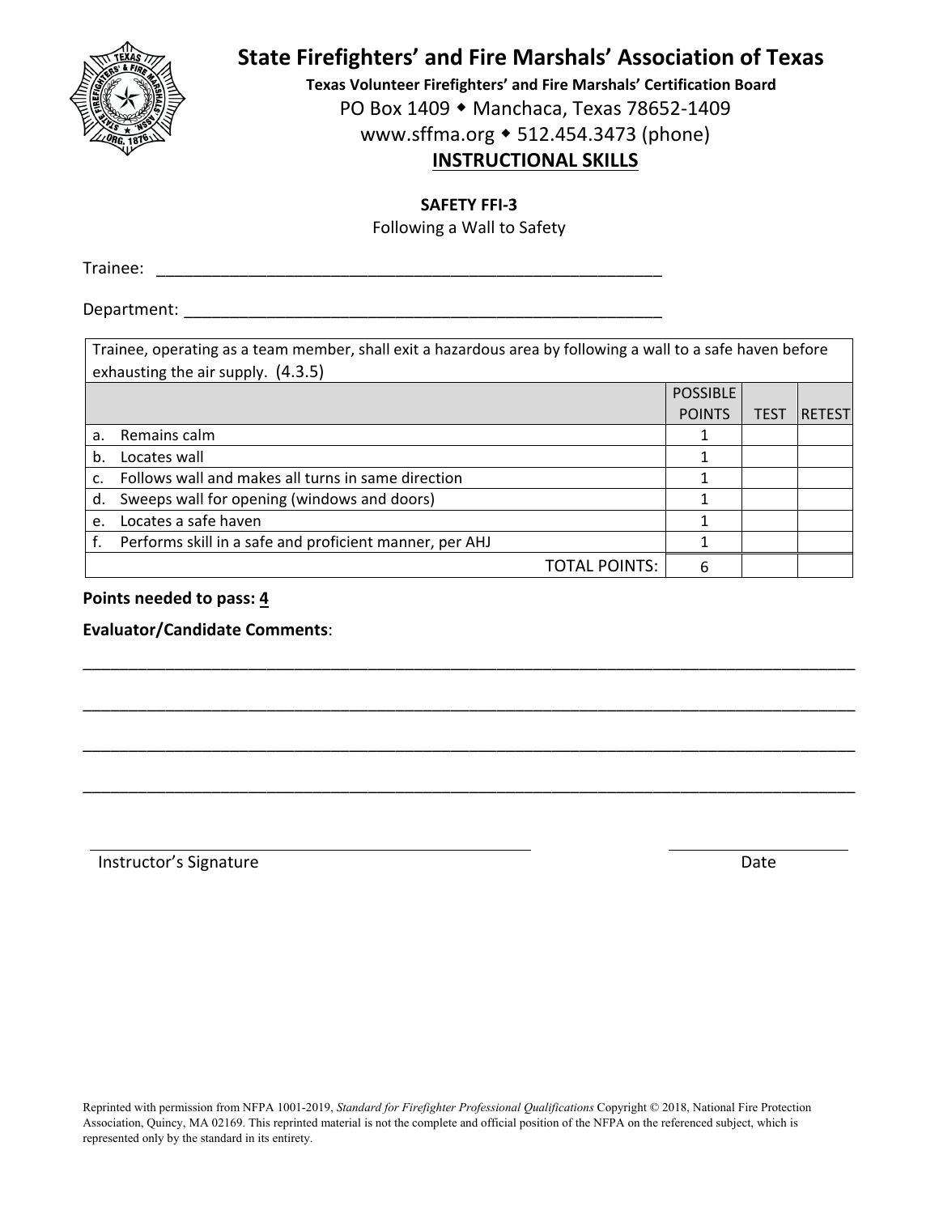# State Firefighters' and Fire Marshals' Association of Texas

**Texas Volunteer Firefighters' and Fire Marshals' Certification Board**

PO Box 1409 ◆ Manchaca, Texas 78652-1409

www.sffma.org ◆ 512.454.3473 (phone)

## INSTRUCTIONAL SKILLS

**SAFETY FFI-3**

Following a Wall to Safety

Trainee: ________________________________________________________

Department: _____________________________________________________

| Trainee, operating as a team member, shall exit a hazardous area by following a wall to a safe haven before exhausting the air supply. (4.3.5) | | | |
|---|---|---|---|
| | POSSIBLE POINTS | TEST | RETEST |
| a. Remains calm | 1 | | |
| b. Locates wall | 1 | | |
| c. Follows wall and makes all turns in same direction | 1 | | |
| d. Sweeps wall for opening (windows and doors) | 1 | | |
| e. Locates a safe haven | 1 | | |
| f. Performs skill in a safe and proficient manner, per AHJ | 1 | | |
| TOTAL POINTS: | 6 | | |

**Points needed to pass: 4**

**Evaluator/Candidate Comments**:

_____________________________________________________________________________________

_____________________________________________________________________________________

_____________________________________________________________________________________

_____________________________________________________________________________________

_____________________________________________ ____________________

Instructor's Signature Date

Reprinted with permission from NFPA 1001-2019, *Standard for Firefighter Professional Qualifications* Copyright © 2018, National Fire Protection Association, Quincy, MA 02169. This reprinted material is not the complete and official position of the NFPA on the referenced subject, which is represented only by the standard in its entirety.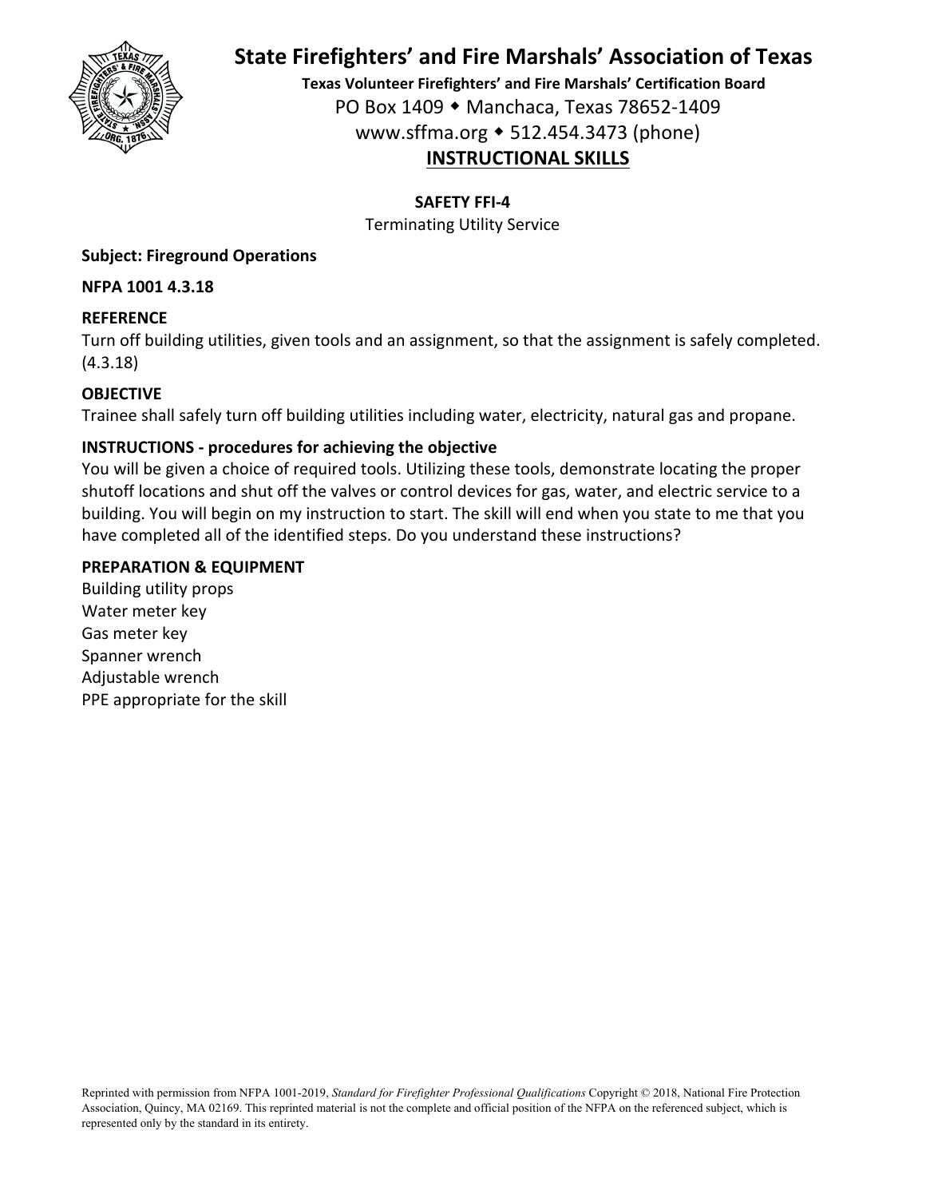# State Firefighters' and Fire Marshals' Association of Texas

**Texas Volunteer Firefighters' and Fire Marshals' Certification Board**

PO Box 1409 ◆ Manchaca, Texas 78652-1409

www.sffma.org ◆ 512.454.3473 (phone)

## INSTRUCTIONAL SKILLS

**SAFETY FFI-4**

Terminating Utility Service

**Subject: Fireground Operations**

**NFPA 1001 4.3.18**

**REFERENCE**

Turn off building utilities, given tools and an assignment, so that the assignment is safely completed. (4.3.18)

**OBJECTIVE**

Trainee shall safely turn off building utilities including water, electricity, natural gas and propane.

**INSTRUCTIONS - procedures for achieving the objective**

You will be given a choice of required tools. Utilizing these tools, demonstrate locating the proper shutoff locations and shut off the valves or control devices for gas, water, and electric service to a building. You will begin on my instruction to start. The skill will end when you state to me that you have completed all of the identified steps. Do you understand these instructions?

**PREPARATION & EQUIPMENT**

Building utility props
Water meter key
Gas meter key
Spanner wrench
Adjustable wrench
PPE appropriate for the skill

Reprinted with permission from NFPA 1001-2019, *Standard for Firefighter Professional Qualifications* Copyright © 2018, National Fire Protection Association, Quincy, MA 02169. This reprinted material is not the complete and official position of the NFPA on the referenced subject, which is represented only by the standard in its entirety.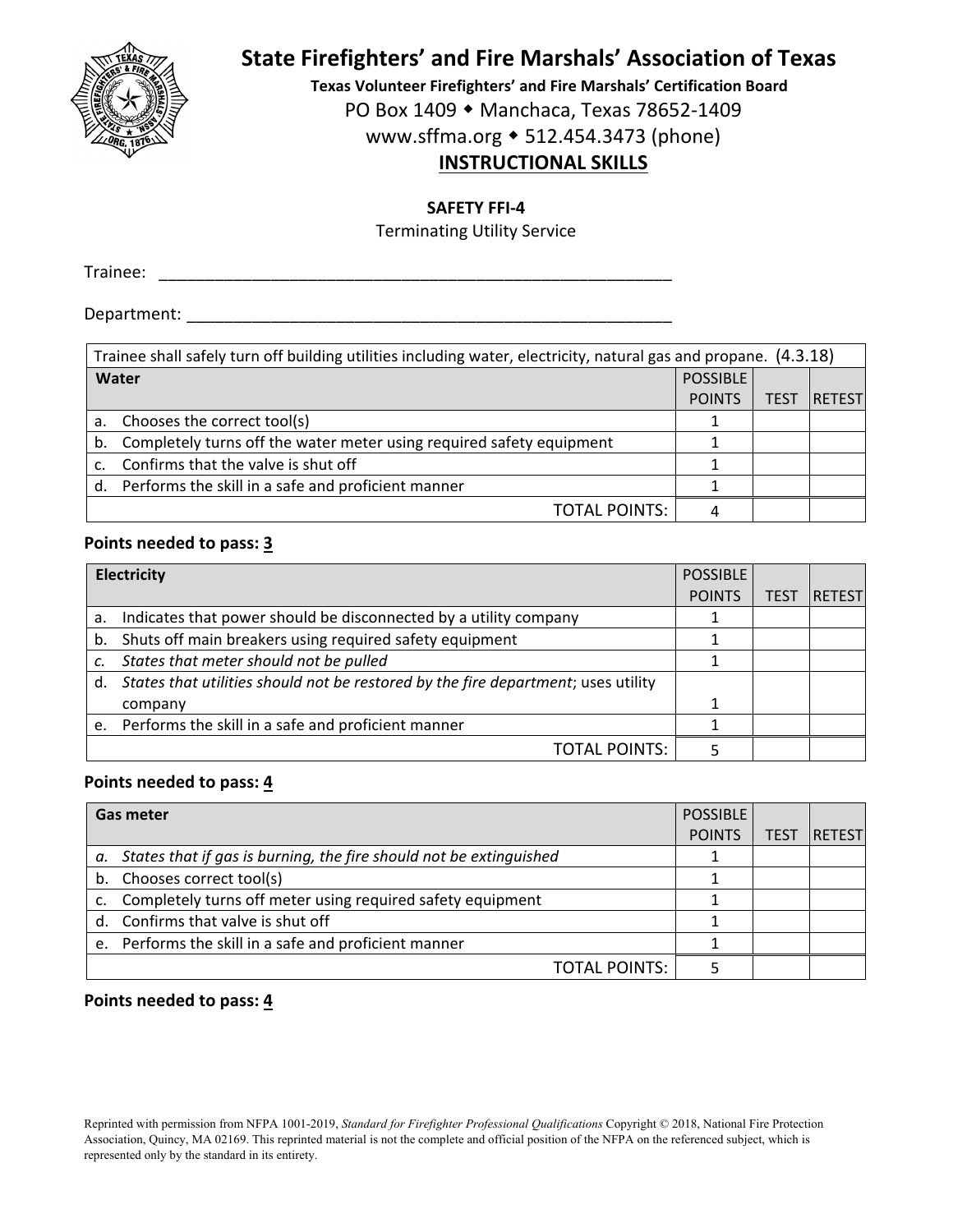# State Firefighters' and Fire Marshals' Association of Texas

**Texas Volunteer Firefighters' and Fire Marshals' Certification Board**

PO Box 1409 ◆ Manchaca, Texas 78652-1409

www.sffma.org ◆ 512.454.3473 (phone)

## INSTRUCTIONAL SKILLS

### SAFETY FFI-4

Terminating Utility Service

Trainee: ____________________________________________________________

Department: _________________________________________________________

Trainee shall safely turn off building utilities including water, electricity, natural gas and propane. (4.3.18)

| **Water** | POSSIBLE POINTS | TEST | RETEST |
|---|---|---|---|
| a. Chooses the correct tool(s) | 1 | | |
| b. Completely turns off the water meter using required safety equipment | 1 | | |
| c. Confirms that the valve is shut off | 1 | | |
| d. Performs the skill in a safe and proficient manner | 1 | | |
| TOTAL POINTS: | 4 | | |

**Points needed to pass: 3**

| **Electricity** | POSSIBLE POINTS | TEST | RETEST |
|---|---|---|---|
| a. Indicates that power should be disconnected by a utility company | 1 | | |
| b. Shuts off main breakers using required safety equipment | 1 | | |
| *c. States that meter should not be pulled* | 1 | | |
| d. *States that utilities should not be restored by the fire department*; uses utility company | 1 | | |
| e. Performs the skill in a safe and proficient manner | 1 | | |
| TOTAL POINTS: | 5 | | |

**Points needed to pass: 4**

| **Gas meter** | POSSIBLE POINTS | TEST | RETEST |
|---|---|---|---|
| *a. States that if gas is burning, the fire should not be extinguished* | 1 | | |
| b. Chooses correct tool(s) | 1 | | |
| c. Completely turns off meter using required safety equipment | 1 | | |
| d. Confirms that valve is shut off | 1 | | |
| e. Performs the skill in a safe and proficient manner | 1 | | |
| TOTAL POINTS: | 5 | | |

**Points needed to pass: 4**

Reprinted with permission from NFPA 1001-2019, *Standard for Firefighter Professional Qualifications* Copyright © 2018, National Fire Protection Association, Quincy, MA 02169. This reprinted material is not the complete and official position of the NFPA on the referenced subject, which is represented only by the standard in its entirety.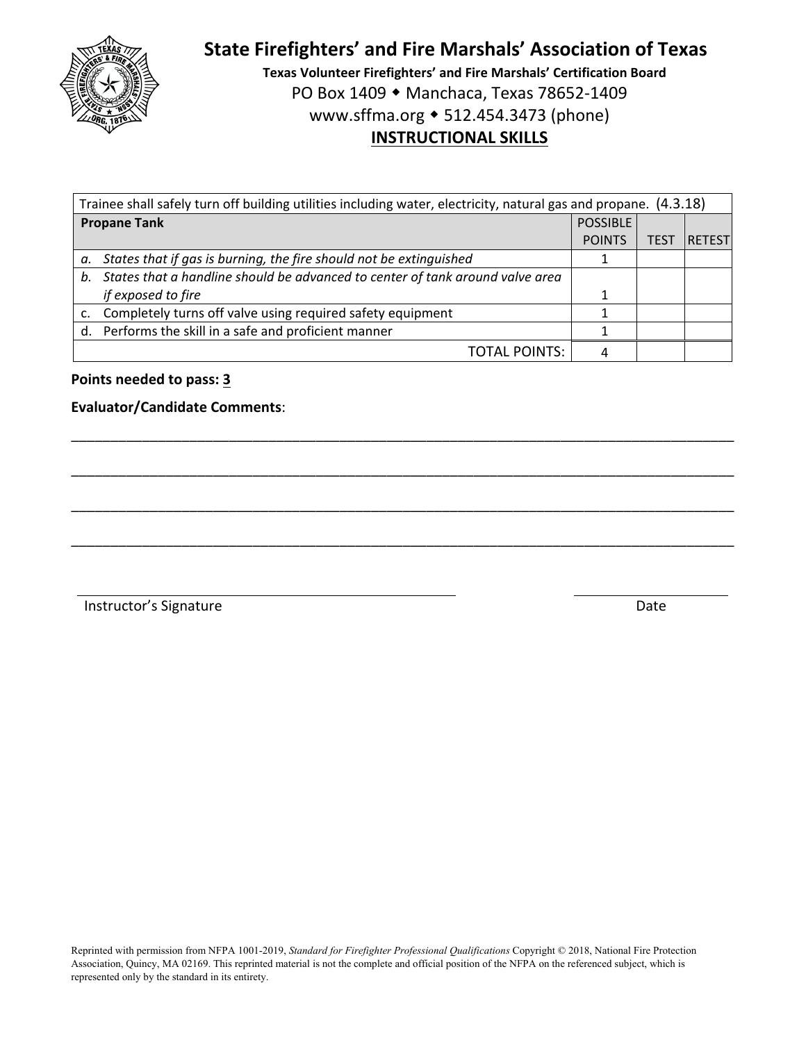# State Firefighters' and Fire Marshals' Association of Texas

**Texas Volunteer Firefighters' and Fire Marshals' Certification Board**

PO Box 1409 ◆ Manchaca, Texas 78652-1409

www.sffma.org ◆ 512.454.3473 (phone)

## INSTRUCTIONAL SKILLS

| Trainee shall safely turn off building utilities including water, electricity, natural gas and propane. (4.3.18) | | | |
|---|---|---|---|
| **Propane Tank** | POSSIBLE POINTS | TEST | RETEST |
| *a. States that if gas is burning, the fire should not be extinguished* | 1 | | |
| *b. States that a handline should be advanced to center of tank around valve area if exposed to fire* | 1 | | |
| c. Completely turns off valve using required safety equipment | 1 | | |
| d. Performs the skill in a safe and proficient manner | 1 | | |
| TOTAL POINTS: | 4 | | |

**Points needed to pass: 3**

**Evaluator/Candidate Comments**:

\_\_\_\_\_\_\_\_\_\_\_\_\_\_\_\_\_\_\_\_\_\_\_\_\_\_\_\_\_\_\_\_\_\_\_\_\_\_\_\_\_\_\_\_\_\_\_\_\_\_\_\_\_\_\_\_\_\_\_\_\_\_\_\_\_\_\_\_\_\_\_\_\_\_\_\_\_\_

\_\_\_\_\_\_\_\_\_\_\_\_\_\_\_\_\_\_\_\_\_\_\_\_\_\_\_\_\_\_\_\_\_\_\_\_\_\_\_\_\_\_\_\_\_\_\_\_\_\_\_\_\_\_\_\_\_\_\_\_\_\_\_\_\_\_\_\_\_\_\_\_\_\_\_\_\_\_

\_\_\_\_\_\_\_\_\_\_\_\_\_\_\_\_\_\_\_\_\_\_\_\_\_\_\_\_\_\_\_\_\_\_\_\_\_\_\_\_\_\_\_\_\_\_\_\_\_\_\_\_\_\_\_\_\_\_\_\_\_\_\_\_\_\_\_\_\_\_\_\_\_\_\_\_\_\_

\_\_\_\_\_\_\_\_\_\_\_\_\_\_\_\_\_\_\_\_\_\_\_\_\_\_\_\_\_\_\_\_\_\_\_\_\_\_\_\_\_\_\_\_\_\_\_\_\_\_\_\_\_\_\_\_\_\_\_\_\_\_\_\_\_\_\_\_\_\_\_\_\_\_\_\_\_\_

Instructor's Signature \_\_\_\_\_\_\_\_\_\_\_\_\_\_\_\_\_\_\_\_\_\_\_\_\_\_\_\_\_\_ Date \_\_\_\_\_\_\_\_\_\_\_\_\_\_

Reprinted with permission from NFPA 1001-2019, *Standard for Firefighter Professional Qualifications* Copyright © 2018, National Fire Protection Association, Quincy, MA 02169. This reprinted material is not the complete and official position of the NFPA on the referenced subject, which is represented only by the standard in its entirety.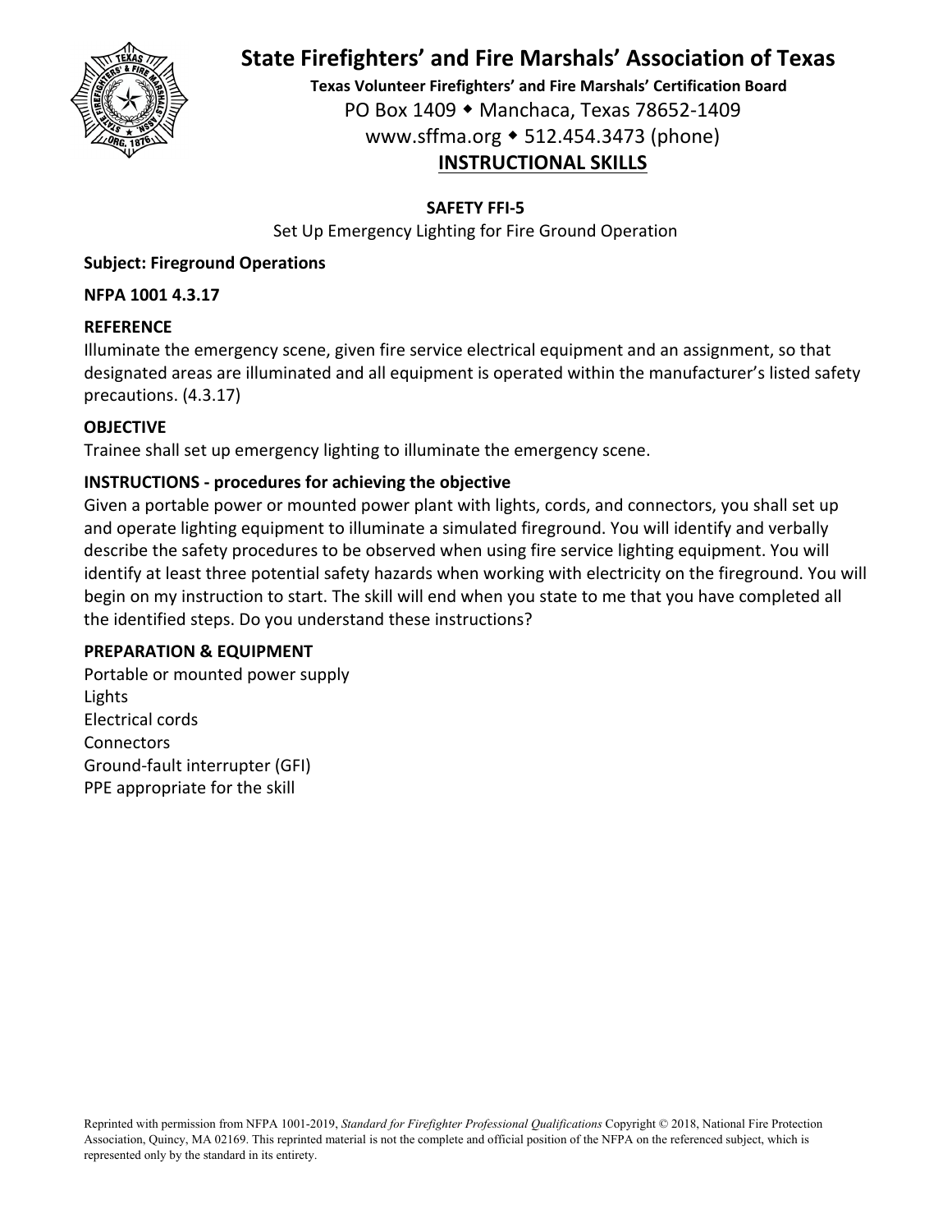# State Firefighters' and Fire Marshals' Association of Texas

**Texas Volunteer Firefighters' and Fire Marshals' Certification Board**

PO Box 1409 ◆ Manchaca, Texas 78652-1409

www.sffma.org ◆ 512.454.3473 (phone)

## INSTRUCTIONAL SKILLS

### SAFETY FFI-5

Set Up Emergency Lighting for Fire Ground Operation

**Subject: Fireground Operations**

**NFPA 1001 4.3.17**

**REFERENCE**

Illuminate the emergency scene, given fire service electrical equipment and an assignment, so that designated areas are illuminated and all equipment is operated within the manufacturer's listed safety precautions. (4.3.17)

**OBJECTIVE**

Trainee shall set up emergency lighting to illuminate the emergency scene.

**INSTRUCTIONS - procedures for achieving the objective**

Given a portable power or mounted power plant with lights, cords, and connectors, you shall set up and operate lighting equipment to illuminate a simulated fireground. You will identify and verbally describe the safety procedures to be observed when using fire service lighting equipment. You will identify at least three potential safety hazards when working with electricity on the fireground. You will begin on my instruction to start. The skill will end when you state to me that you have completed all the identified steps. Do you understand these instructions?

**PREPARATION & EQUIPMENT**

Portable or mounted power supply
Lights
Electrical cords
Connectors
Ground-fault interrupter (GFI)
PPE appropriate for the skill

Reprinted with permission from NFPA 1001-2019, *Standard for Firefighter Professional Qualifications* Copyright © 2018, National Fire Protection Association, Quincy, MA 02169. This reprinted material is not the complete and official position of the NFPA on the referenced subject, which is represented only by the standard in its entirety.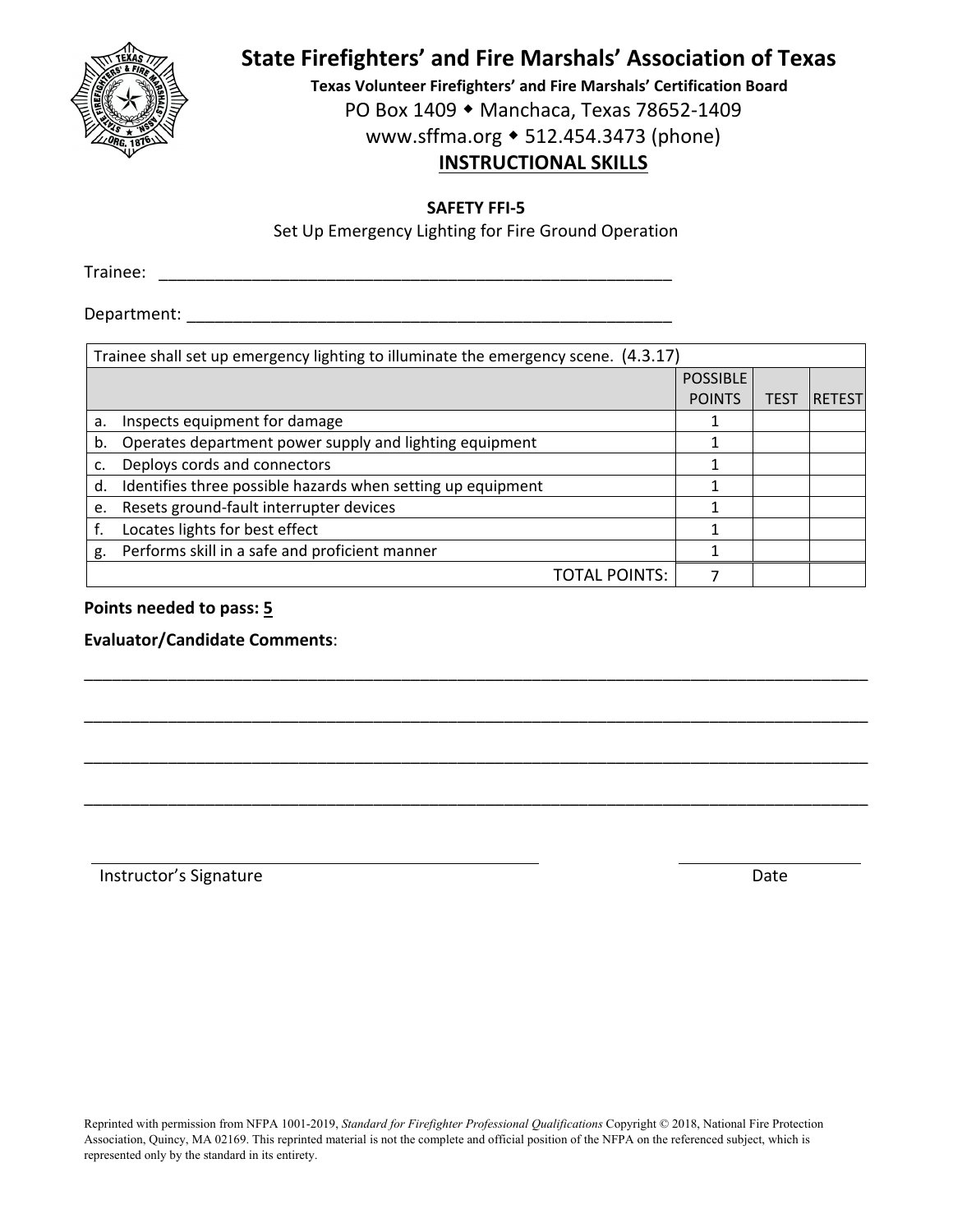# State Firefighters' and Fire Marshals' Association of Texas

**Texas Volunteer Firefighters' and Fire Marshals' Certification Board**

PO Box 1409 ◆ Manchaca, Texas 78652-1409

www.sffma.org ◆ 512.454.3473 (phone)

## INSTRUCTIONAL SKILLS

### SAFETY FFI-5

Set Up Emergency Lighting for Fire Ground Operation

Trainee: ________________________________________________________

Department: _____________________________________________________

| Trainee shall set up emergency lighting to illuminate the emergency scene. (4.3.17) | | | |
|---|---|---|---|
| | POSSIBLE POINTS | TEST | RETEST |
| a. Inspects equipment for damage | 1 | | |
| b. Operates department power supply and lighting equipment | 1 | | |
| c. Deploys cords and connectors | 1 | | |
| d. Identifies three possible hazards when setting up equipment | 1 | | |
| e. Resets ground-fault interrupter devices | 1 | | |
| f. Locates lights for best effect | 1 | | |
| g. Performs skill in a safe and proficient manner | 1 | | |
| TOTAL POINTS: | 7 | | |

**Points needed to pass: 5**

**Evaluator/Candidate Comments**:

_____________________________________________________________________________

_____________________________________________________________________________

_____________________________________________________________________________

_____________________________________________________________________________

_____________________________________________ ____________________

Instructor's Signature Date

Reprinted with permission from NFPA 1001-2019, *Standard for Firefighter Professional Qualifications* Copyright © 2018, National Fire Protection Association, Quincy, MA 02169. This reprinted material is not the complete and official position of the NFPA on the referenced subject, which is represented only by the standard in its entirety.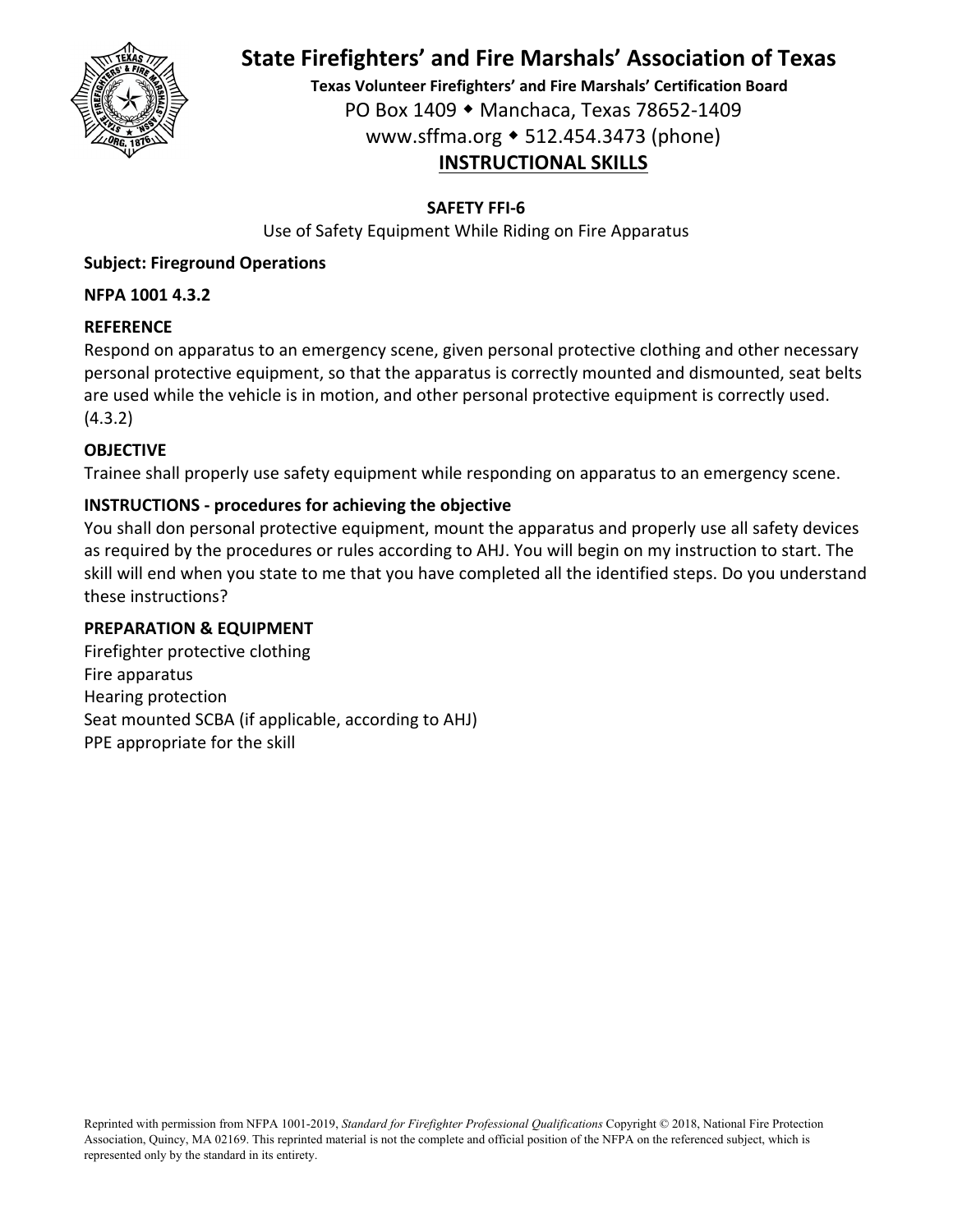# State Firefighters' and Fire Marshals' Association of Texas

**Texas Volunteer Firefighters' and Fire Marshals' Certification Board**

PO Box 1409 ◆ Manchaca, Texas 78652-1409

www.sffma.org ◆ 512.454.3473 (phone)

## INSTRUCTIONAL SKILLS

### SAFETY FFI-6

Use of Safety Equipment While Riding on Fire Apparatus

**Subject: Fireground Operations**

**NFPA 1001 4.3.2**

**REFERENCE**

Respond on apparatus to an emergency scene, given personal protective clothing and other necessary personal protective equipment, so that the apparatus is correctly mounted and dismounted, seat belts are used while the vehicle is in motion, and other personal protective equipment is correctly used. (4.3.2)

**OBJECTIVE**

Trainee shall properly use safety equipment while responding on apparatus to an emergency scene.

**INSTRUCTIONS - procedures for achieving the objective**

You shall don personal protective equipment, mount the apparatus and properly use all safety devices as required by the procedures or rules according to AHJ. You will begin on my instruction to start. The skill will end when you state to me that you have completed all the identified steps. Do you understand these instructions?

**PREPARATION & EQUIPMENT**

Firefighter protective clothing
Fire apparatus
Hearing protection
Seat mounted SCBA (if applicable, according to AHJ)
PPE appropriate for the skill

Reprinted with permission from NFPA 1001-2019, *Standard for Firefighter Professional Qualifications* Copyright © 2018, National Fire Protection Association, Quincy, MA 02169. This reprinted material is not the complete and official position of the NFPA on the referenced subject, which is represented only by the standard in its entirety.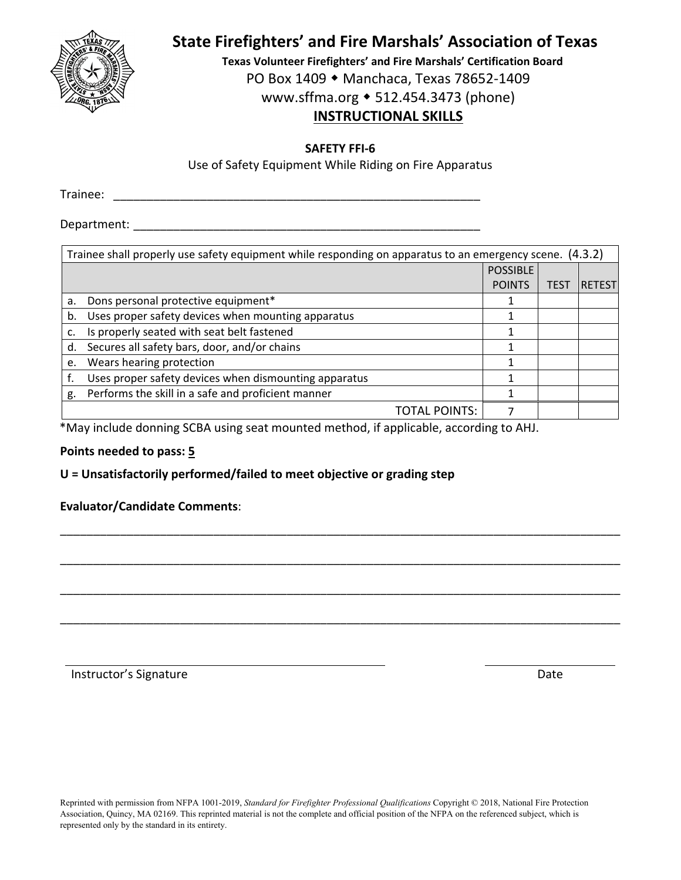# State Firefighters' and Fire Marshals' Association of Texas

**Texas Volunteer Firefighters' and Fire Marshals' Certification Board**

PO Box 1409 ◆ Manchaca, Texas 78652-1409

www.sffma.org ◆ 512.454.3473 (phone)

## INSTRUCTIONAL SKILLS

**SAFETY FFI-6**

Use of Safety Equipment While Riding on Fire Apparatus

Trainee: ___________________________________________________________

Department: ________________________________________________________

| Trainee shall properly use safety equipment while responding on apparatus to an emergency scene. (4.3.2) | | | |
|---|---|---|---|
| | POSSIBLE POINTS | TEST | RETEST |
| a. Dons personal protective equipment* | 1 | | |
| b. Uses proper safety devices when mounting apparatus | 1 | | |
| c. Is properly seated with seat belt fastened | 1 | | |
| d. Secures all safety bars, door, and/or chains | 1 | | |
| e. Wears hearing protection | 1 | | |
| f. Uses proper safety devices when dismounting apparatus | 1 | | |
| g. Performs the skill in a safe and proficient manner | 1 | | |
| TOTAL POINTS: | 7 | | |

*May include donning SCBA using seat mounted method, if applicable, according to AHJ.

**Points needed to pass: 5**

**U = Unsatisfactorily performed/failed to meet objective or grading step**

**Evaluator/Candidate Comments**:

___________________________________________________________________________

___________________________________________________________________________

___________________________________________________________________________

___________________________________________________________________________

Instructor's Signature ______________________________ Date ______________

Reprinted with permission from NFPA 1001-2019, *Standard for Firefighter Professional Qualifications* Copyright © 2018, National Fire Protection Association, Quincy, MA 02169. This reprinted material is not the complete and official position of the NFPA on the referenced subject, which is represented only by the standard in its entirety.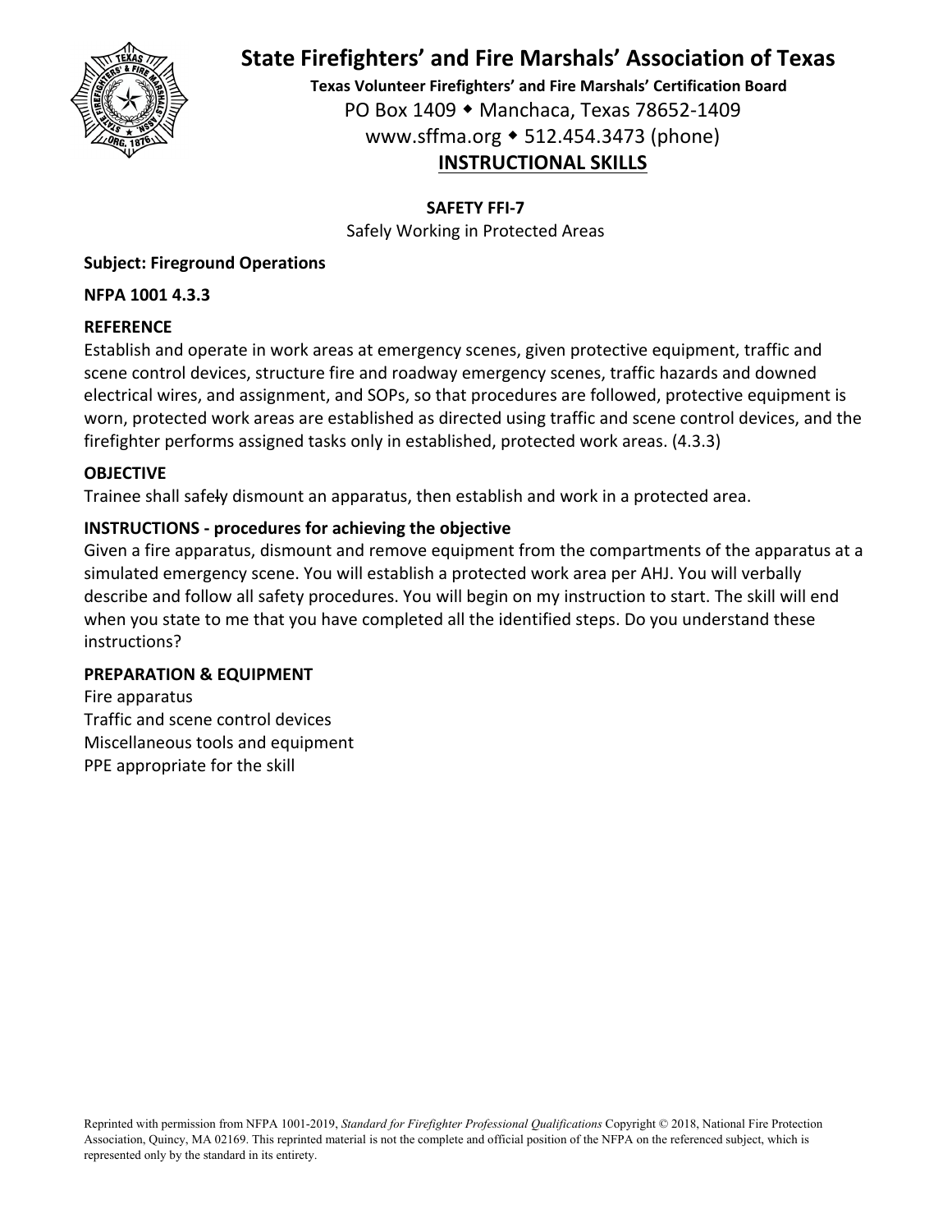# State Firefighters' and Fire Marshals' Association of Texas

**Texas Volunteer Firefighters' and Fire Marshals' Certification Board**

PO Box 1409 ◆ Manchaca, Texas 78652-1409

www.sffma.org ◆ 512.454.3473 (phone)

## INSTRUCTIONAL SKILLS

**SAFETY FFI-7**

Safely Working in Protected Areas

**Subject: Fireground Operations**

**NFPA 1001 4.3.3**

### REFERENCE

Establish and operate in work areas at emergency scenes, given protective equipment, traffic and scene control devices, structure fire and roadway emergency scenes, traffic hazards and downed electrical wires, and assignment, and SOPs, so that procedures are followed, protective equipment is worn, protected work areas are established as directed using traffic and scene control devices, and the firefighter performs assigned tasks only in established, protected work areas. (4.3.3)

### OBJECTIVE

Trainee shall safely dismount an apparatus, then establish and work in a protected area.

### INSTRUCTIONS - procedures for achieving the objective

Given a fire apparatus, dismount and remove equipment from the compartments of the apparatus at a simulated emergency scene. You will establish a protected work area per AHJ. You will verbally describe and follow all safety procedures. You will begin on my instruction to start. The skill will end when you state to me that you have completed all the identified steps. Do you understand these instructions?

### PREPARATION & EQUIPMENT

Fire apparatus
Traffic and scene control devices
Miscellaneous tools and equipment
PPE appropriate for the skill

Reprinted with permission from NFPA 1001-2019, *Standard for Firefighter Professional Qualifications* Copyright © 2018, National Fire Protection Association, Quincy, MA 02169. This reprinted material is not the complete and official position of the NFPA on the referenced subject, which is represented only by the standard in its entirety.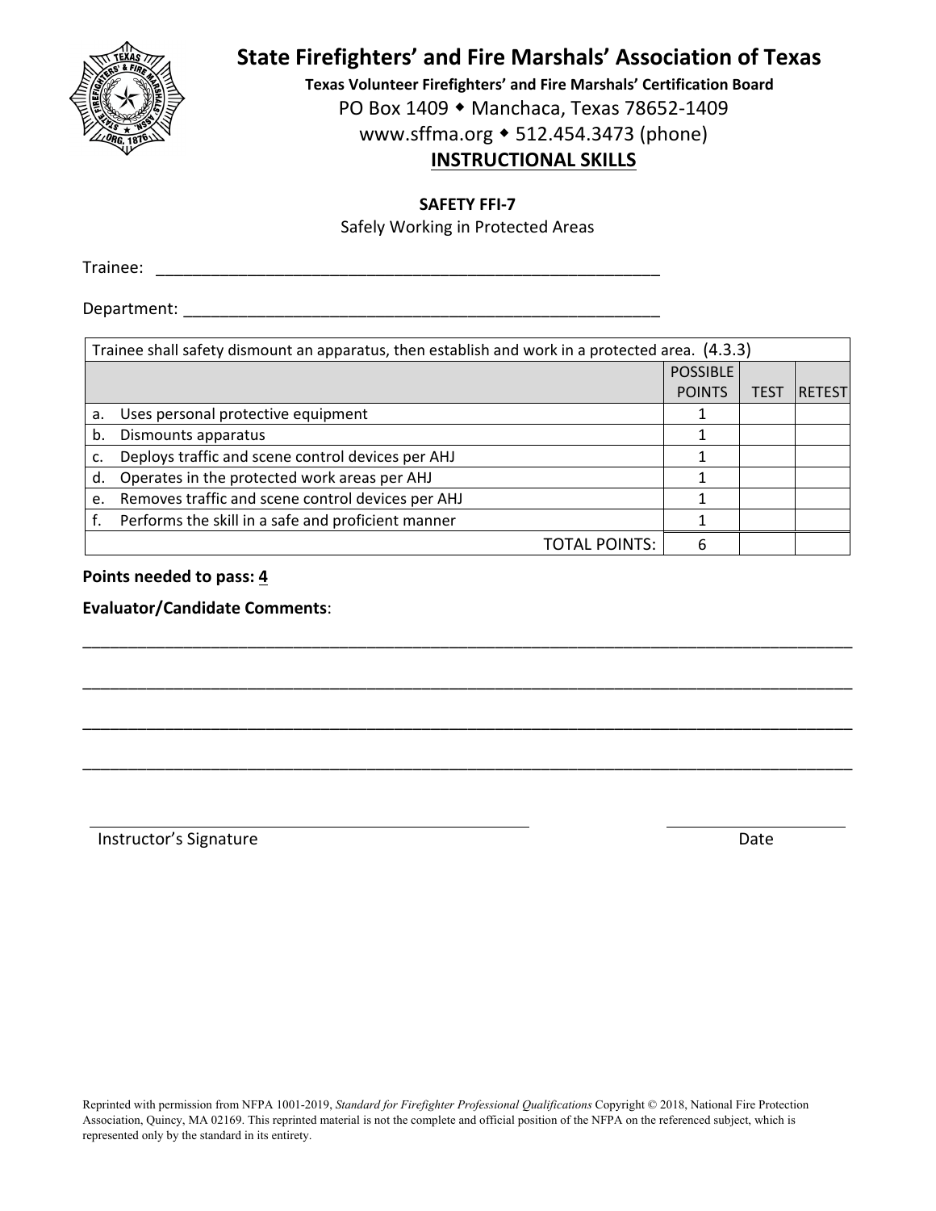# State Firefighters' and Fire Marshals' Association of Texas

**Texas Volunteer Firefighters' and Fire Marshals' Certification Board**

PO Box 1409 ◆ Manchaca, Texas 78652-1409

www.sffma.org ◆ 512.454.3473 (phone)

## INSTRUCTIONAL SKILLS

**SAFETY FFI-7**

Safely Working in Protected Areas

Trainee: ____________________________________________________________

Department: _________________________________________________________

| Trainee shall safety dismount an apparatus, then establish and work in a protected area. (4.3.3) | | | |
|---|---|---|---|
| | POSSIBLE POINTS | TEST | RETEST |
| a. Uses personal protective equipment | 1 | | |
| b. Dismounts apparatus | 1 | | |
| c. Deploys traffic and scene control devices per AHJ | 1 | | |
| d. Operates in the protected work areas per AHJ | 1 | | |
| e. Removes traffic and scene control devices per AHJ | 1 | | |
| f. Performs the skill in a safe and proficient manner | 1 | | |
| TOTAL POINTS: | 6 | | |

**Points needed to pass: 4**

**Evaluator/Candidate Comments**:

_____________________________________________________________________________________

_____________________________________________________________________________________

_____________________________________________________________________________________

_____________________________________________________________________________________

Instructor's Signature ______________________ Date ______________

Reprinted with permission from NFPA 1001-2019, *Standard for Firefighter Professional Qualifications* Copyright © 2018, National Fire Protection Association, Quincy, MA 02169. This reprinted material is not the complete and official position of the NFPA on the referenced subject, which is represented only by the standard in its entirety.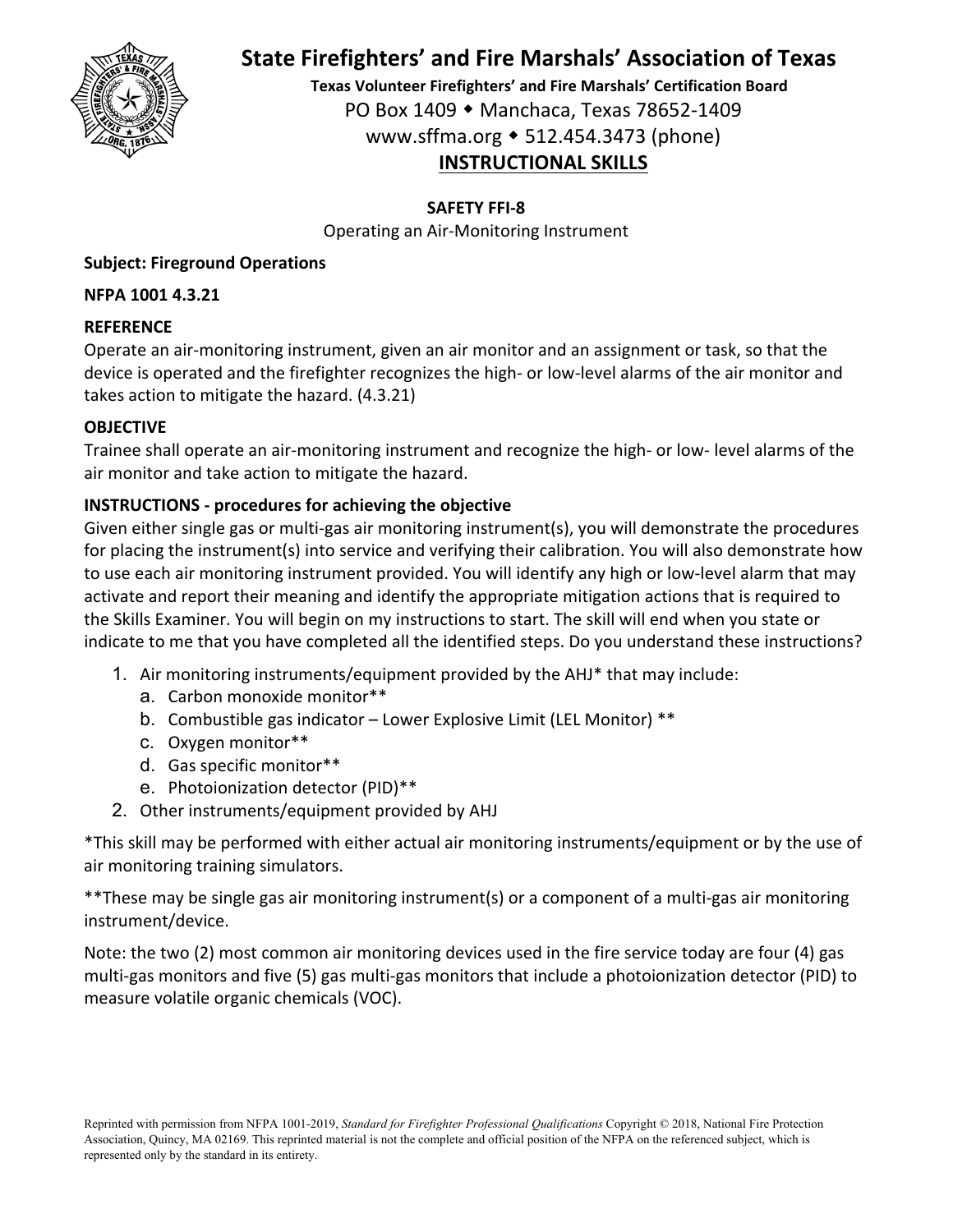# State Firefighters' and Fire Marshals' Association of Texas

**Texas Volunteer Firefighters' and Fire Marshals' Certification Board**

PO Box 1409 ◆ Manchaca, Texas 78652-1409

www.sffma.org ◆ 512.454.3473 (phone)

## INSTRUCTIONAL SKILLS

### SAFETY FFI-8

Operating an Air-Monitoring Instrument

**Subject: Fireground Operations**

**NFPA 1001 4.3.21**

**REFERENCE**

Operate an air-monitoring instrument, given an air monitor and an assignment or task, so that the device is operated and the firefighter recognizes the high- or low-level alarms of the air monitor and takes action to mitigate the hazard. (4.3.21)

**OBJECTIVE**

Trainee shall operate an air-monitoring instrument and recognize the high- or low- level alarms of the air monitor and take action to mitigate the hazard.

**INSTRUCTIONS - procedures for achieving the objective**

Given either single gas or multi-gas air monitoring instrument(s), you will demonstrate the procedures for placing the instrument(s) into service and verifying their calibration. You will also demonstrate how to use each air monitoring instrument provided. You will identify any high or low-level alarm that may activate and report their meaning and identify the appropriate mitigation actions that is required to the Skills Examiner. You will begin on my instructions to start. The skill will end when you state or indicate to me that you have completed all the identified steps. Do you understand these instructions?

1. Air monitoring instruments/equipment provided by the AHJ* that may include:
   a. Carbon monoxide monitor**
   b. Combustible gas indicator – Lower Explosive Limit (LEL Monitor) **
   c. Oxygen monitor**
   d. Gas specific monitor**
   e. Photoionization detector (PID)**
2. Other instruments/equipment provided by AHJ

*This skill may be performed with either actual air monitoring instruments/equipment or by the use of air monitoring training simulators.

**These may be single gas air monitoring instrument(s) or a component of a multi-gas air monitoring instrument/device.

Note: the two (2) most common air monitoring devices used in the fire service today are four (4) gas multi-gas monitors and five (5) gas multi-gas monitors that include a photoionization detector (PID) to measure volatile organic chemicals (VOC).

Reprinted with permission from NFPA 1001-2019, *Standard for Firefighter Professional Qualifications* Copyright © 2018, National Fire Protection Association, Quincy, MA 02169. This reprinted material is not the complete and official position of the NFPA on the referenced subject, which is represented only by the standard in its entirety.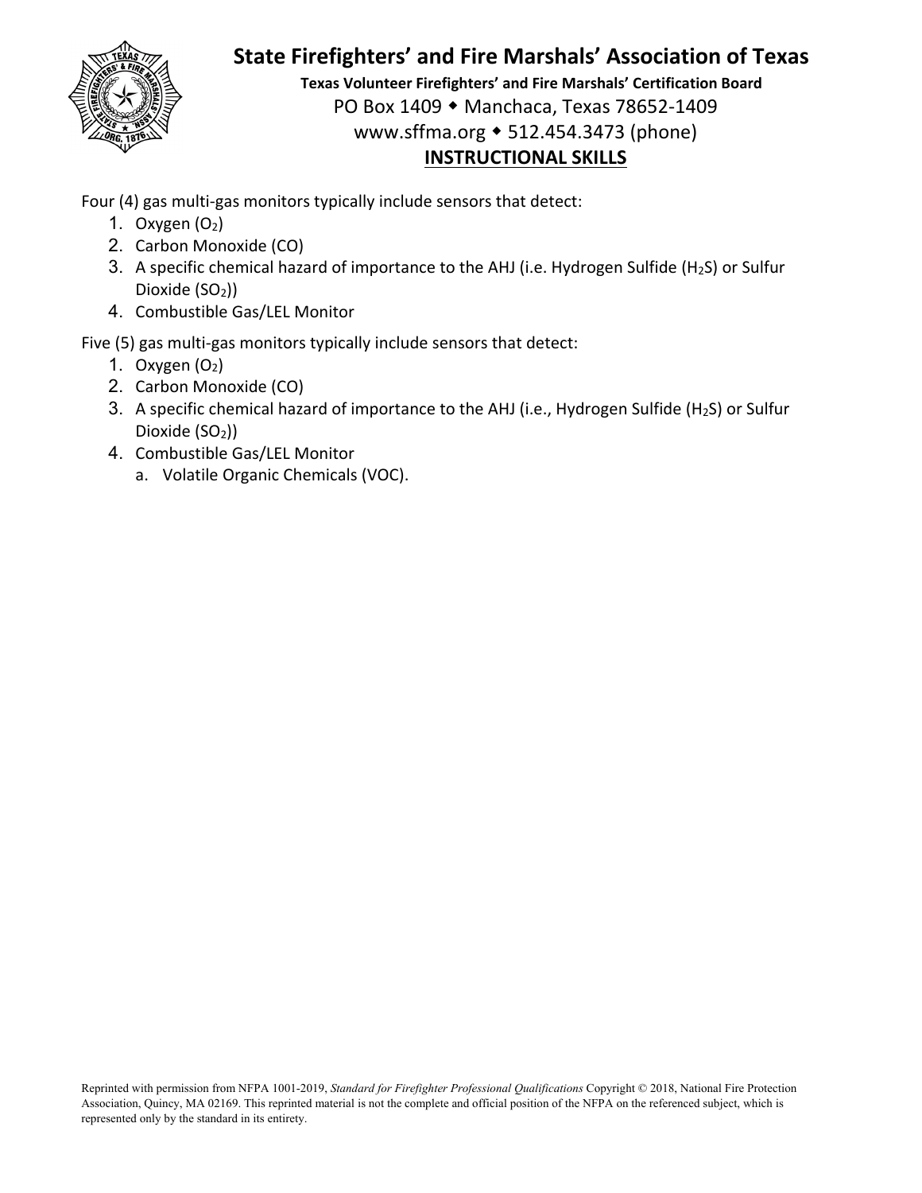Four (4) gas multi-gas monitors typically include sensors that detect:

1. Oxygen ($O_2$)
2. Carbon Monoxide (CO)
3. A specific chemical hazard of importance to the AHJ (i.e. Hydrogen Sulfide ($H_2S$) or Sulfur Dioxide ($SO_2$))
4. Combustible Gas/LEL Monitor

Five (5) gas multi-gas monitors typically include sensors that detect:

1. Oxygen ($O_2$)
2. Carbon Monoxide (CO)
3. A specific chemical hazard of importance to the AHJ (i.e., Hydrogen Sulfide ($H_2S$) or Sulfur Dioxide ($SO_2$))
4. Combustible Gas/LEL Monitor
   a. Volatile Organic Chemicals (VOC).

Reprinted with permission from NFPA 1001-2019, *Standard for Firefighter Professional Qualifications* Copyright © 2018, National Fire Protection Association, Quincy, MA 02169. This reprinted material is not the complete and official position of the NFPA on the referenced subject, which is represented only by the standard in its entirety.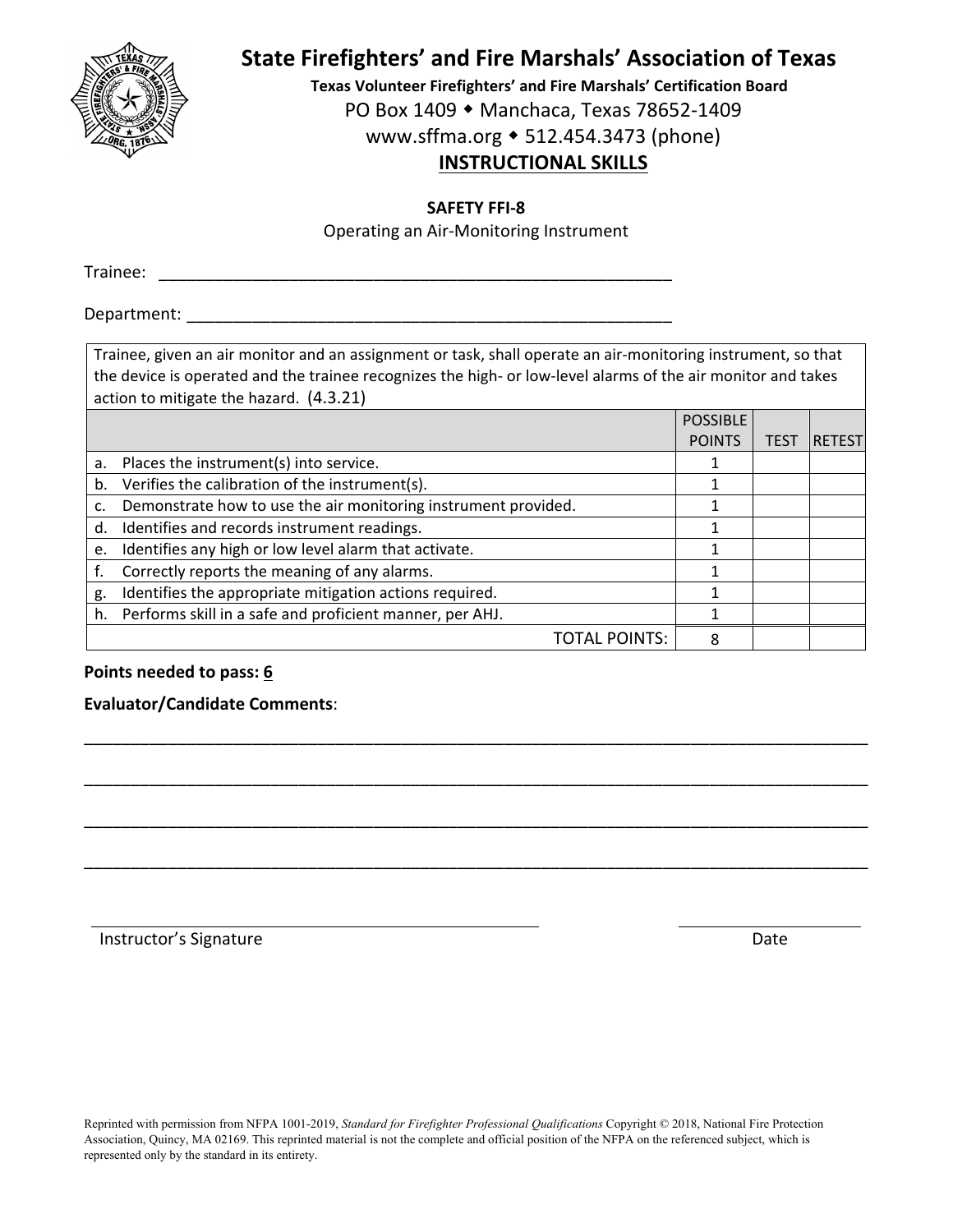# State Firefighters' and Fire Marshals' Association of Texas

**Texas Volunteer Firefighters' and Fire Marshals' Certification Board**

PO Box 1409 ◆ Manchaca, Texas 78652-1409

www.sffma.org ◆ 512.454.3473 (phone)

## INSTRUCTIONAL SKILLS

**SAFETY FFI-8**

Operating an Air-Monitoring Instrument

Trainee: ____________________________________________________________

Department: __________________________________________________________

| Trainee, given an air monitor and an assignment or task, shall operate an air-monitoring instrument, so that the device is operated and the trainee recognizes the high- or low-level alarms of the air monitor and takes action to mitigate the hazard. (4.3.21) | | | |
|---|---|---|---|
| | POSSIBLE POINTS | TEST | RETEST |
| a. Places the instrument(s) into service. | 1 | | |
| b. Verifies the calibration of the instrument(s). | 1 | | |
| c. Demonstrate how to use the air monitoring instrument provided. | 1 | | |
| d. Identifies and records instrument readings. | 1 | | |
| e. Identifies any high or low level alarm that activate. | 1 | | |
| f. Correctly reports the meaning of any alarms. | 1 | | |
| g. Identifies the appropriate mitigation actions required. | 1 | | |
| h. Performs skill in a safe and proficient manner, per AHJ. | 1 | | |
| TOTAL POINTS: | 8 | | |

**Points needed to pass: 6**

**Evaluator/Candidate Comments**:

_____________________________________________________________________________________

_____________________________________________________________________________________

_____________________________________________________________________________________

_____________________________________________________________________________________

_____________________________________________ &nbsp;&nbsp;&nbsp;&nbsp;&nbsp;&nbsp;&nbsp;&nbsp; ____________________

Instructor's Signature &nbsp;&nbsp;&nbsp;&nbsp;&nbsp;&nbsp;&nbsp;&nbsp;&nbsp;&nbsp;&nbsp;&nbsp;&nbsp;&nbsp;&nbsp;&nbsp;&nbsp;&nbsp;&nbsp;&nbsp;&nbsp;&nbsp;&nbsp;&nbsp;&nbsp;&nbsp;&nbsp;&nbsp;&nbsp;&nbsp;&nbsp;&nbsp;&nbsp;&nbsp;&nbsp;&nbsp;&nbsp;&nbsp;&nbsp;&nbsp; Date

Reprinted with permission from NFPA 1001-2019, *Standard for Firefighter Professional Qualifications* Copyright © 2018, National Fire Protection Association, Quincy, MA 02169. This reprinted material is not the complete and official position of the NFPA on the referenced subject, which is represented only by the standard in its entirety.